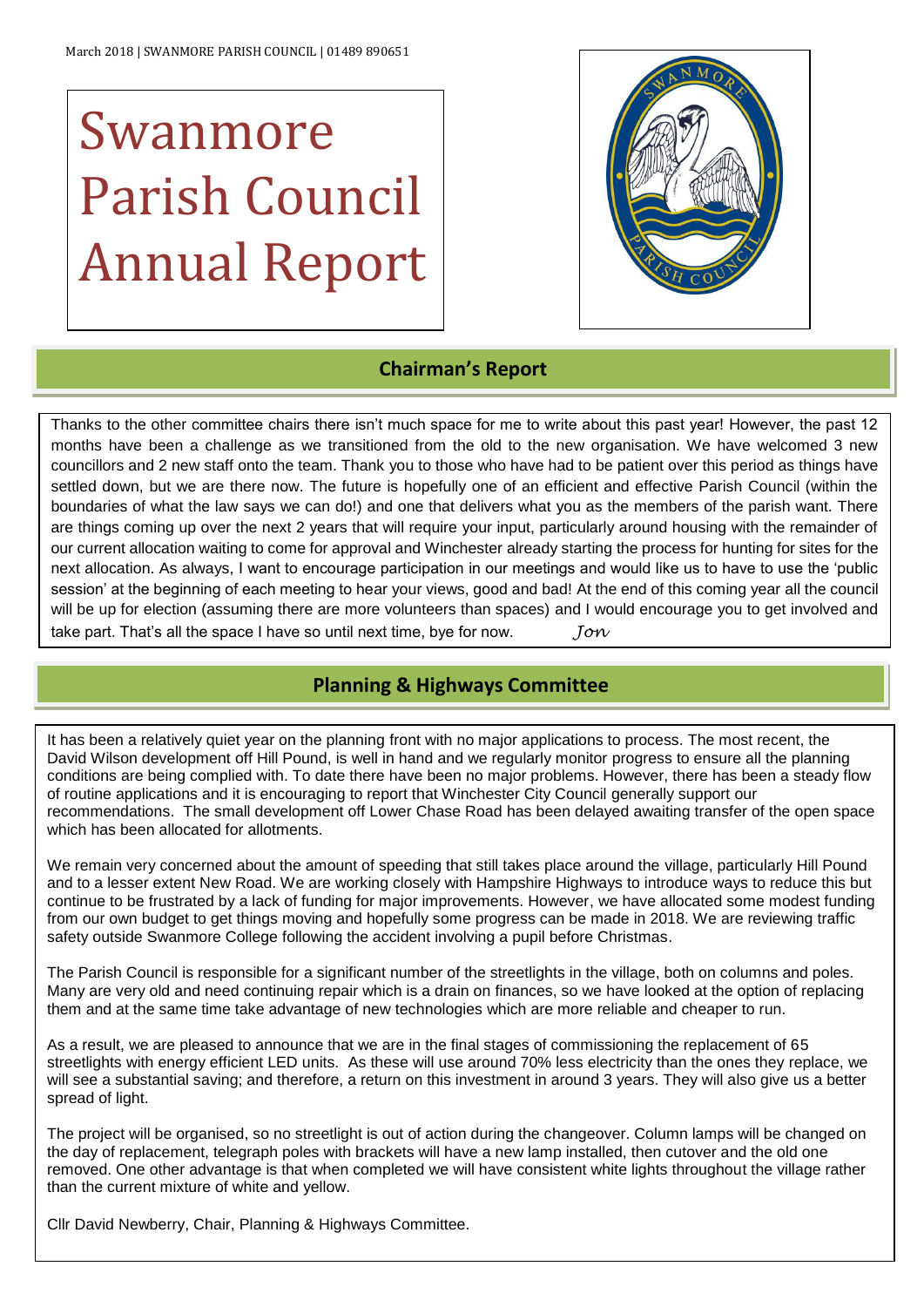March 2018 | SWANMORE PARISH COUNCIL | 01489 890651

# Swanmore Parish Council Annual Report

## Chairman's Report

Thanks to the other committee chairs there isn't much space for me to write about this past year! However, the past 12 months have been a challenge as we transitioned from the old to the new organisation. We have welcomed 3 new councillors and 2 new staff onto the team. Thank you to those who have had to be patient over this period as things have settled down, but we are there now. The future is hopefully one of an efficient and effective Parish Council (within the boundaries of what the law says we can do!) and one that delivers what you as the members of the parish want. There are things coming up over the next 2 years that will require your input, particularly around housing with the remainder of our current allocation waiting to come for approval and Winchester already starting the process for hunting for sites for the next allocation. As always, I want to encourage participation in our meetings and would like us to have to use the 'public session' at the beginning of each meeting to hear your views, good and bad! At the end of this coming year all the council will be up for election (assuming there are more volunteers than spaces) and I would encourage you to get involved and take part. That's all the space I have so until next time, bye for now. *Jon*

## Planning & Highways Committee

It has been a relatively quiet year on the planning front with no major applications to process. The most recent, the David Wilson development off Hill Pound, is well in hand and we regularly monitor progress to ensure all the planning conditions are being complied with. To date there have been no major problems. However, there has been a steady flow of routine applications and it is encouraging to report that Winchester City Council generally support our recommendations. The small development off Lower Chase Road has been delayed awaiting transfer of the open space which has been allocated for allotments.

We remain very concerned about the amount of speeding that still takes place around the village, particularly Hill Pound and to a lesser extent New Road. We are working closely with Hampshire Highways to introduce ways to reduce this but continue to be frustrated by a lack of funding for major improvements. However, we have allocated some modest funding from our own budget to get things moving and hopefully some progress can be made in 2018. We are reviewing traffic safety outside Swanmore College following the accident involving a pupil before Christmas.

The Parish Council is responsible for a significant number of the streetlights in the village, both on columns and poles. Many are very old and need continuing repair which is a drain on finances, so we have looked at the option of replacing them and at the same time take advantage of new technologies which are more reliable and cheaper to run.

As a result, we are pleased to announce that we are in the final stages of commissioning the replacement of 65 streetlights with energy efficient LED units. As these will use around 70% less electricity than the ones they replace, we will see a substantial saving; and therefore, a return on this investment in around 3 years. They will also give us a better spread of light.

The project will be organised, so no streetlight is out of action during the changeover. Column lamps will be changed on the day of replacement, telegraph poles with brackets will have a new lamp installed, then cutover and the old one removed. One other advantage is that when completed we will have consistent white lights throughout the village rather than the current mixture of white and yellow.

Cllr David Newberry, Chair, Planning & Highways Committee.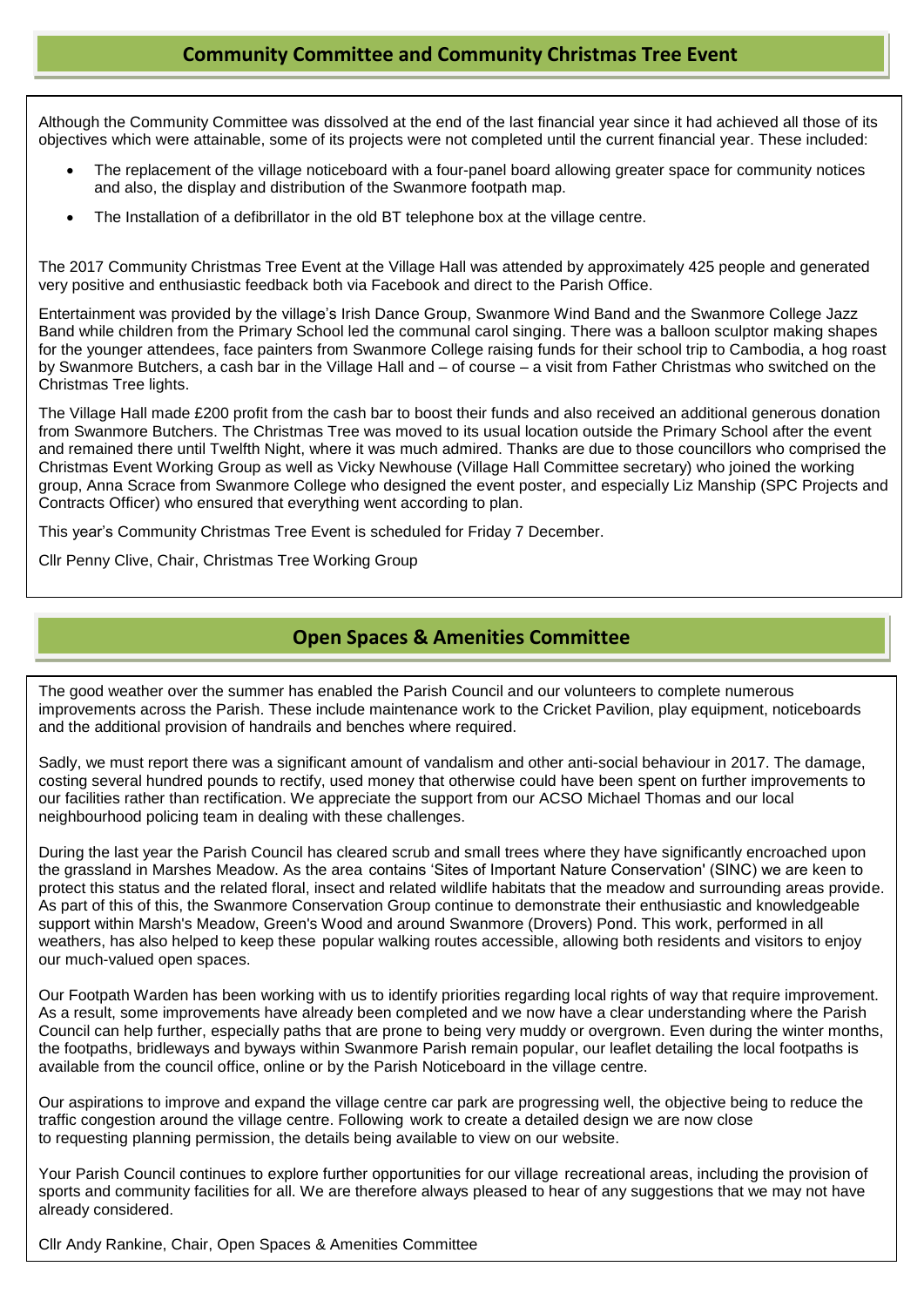## Community Committee and Community Christmas Tree Event

Although the Community Committee was dissolved at the end of the last financial year since it had achieved all those of its objectives which were attainable, some of its projects were not completed until the current financial year. These included:

- The replacement of the village noticeboard with a four-panel board allowing greater space for community notices and also, the display and distribution of the Swanmore footpath map.
- The Installation of a defibrillator in the old BT telephone box at the village centre.

The 2017 Community Christmas Tree Event at the Village Hall was attended by approximately 425 people and generated very positive and enthusiastic feedback both via Facebook and direct to the Parish Office.

Entertainment was provided by the village's Irish Dance Group, Swanmore Wind Band and the Swanmore College Jazz Band while children from the Primary School led the communal carol singing. There was a balloon sculptor making shapes for the younger attendees, face painters from Swanmore College raising funds for their school trip to Cambodia, a hog roast by Swanmore Butchers, a cash bar in the Village Hall and – of course – a visit from Father Christmas who switched on the Christmas Tree lights.

The Village Hall made £200 profit from the cash bar to boost their funds and also received an additional generous donation from Swanmore Butchers. The Christmas Tree was moved to its usual location outside the Primary School after the event and remained there until Twelfth Night, where it was much admired. Thanks are due to those councillors who comprised the Christmas Event Working Group as well as Vicky Newhouse (Village Hall Committee secretary) who joined the working group, Anna Scrace from Swanmore College who designed the event poster, and especially Liz Manship (SPC Projects and Contracts Officer) who ensured that everything went according to plan.

This year's Community Christmas Tree Event is scheduled for Friday 7 December.

Cllr Penny Clive, Chair, Christmas Tree Working Group

## Open Spaces & Amenities Committee

The good weather over the summer has enabled the Parish Council and our volunteers to complete numerous improvements across the Parish. These include maintenance work to the Cricket Pavilion, play equipment, noticeboards and the additional provision of handrails and benches where required.

Sadly, we must report there was a significant amount of vandalism and other anti-social behaviour in 2017. The damage, costing several hundred pounds to rectify, used money that otherwise could have been spent on further improvements to our facilities rather than rectification. We appreciate the support from our ACSO Michael Thomas and our local neighbourhood policing team in dealing with these challenges.

During the last year the Parish Council has cleared scrub and small trees where they have significantly encroached upon the grassland in Marshes Meadow. As the area contains 'Sites of Important Nature Conservation' (SINC) we are keen to protect this status and the related floral, insect and related wildlife habitats that the meadow and surrounding areas provide. As part of this of this, the Swanmore Conservation Group continue to demonstrate their enthusiastic and knowledgeable support within Marsh's Meadow, Green's Wood and around Swanmore (Drovers) Pond. This work, performed in all weathers, has also helped to keep these popular walking routes accessible, allowing both residents and visitors to enjoy our much-valued open spaces.

Our Footpath Warden has been working with us to identify priorities regarding local rights of way that require improvement. As a result, some improvements have already been completed and we now have a clear understanding where the Parish Council can help further, especially paths that are prone to being very muddy or overgrown. Even during the winter months, the footpaths, bridleways and byways within Swanmore Parish remain popular, our leaflet detailing the local footpaths is available from the council office, online or by the Parish Noticeboard in the village centre.

Our aspirations to improve and expand the village centre car park are progressing well, the objective being to reduce the traffic congestion around the village centre. Following work to create a detailed design we are now close to requesting planning permission, the details being available to view on our website.

Your Parish Council continues to explore further opportunities for our village recreational areas, including the provision of sports and community facilities for all. We are therefore always pleased to hear of any suggestions that we may not have already considered.

Cllr Andy Rankine, Chair, Open Spaces & Amenities Committee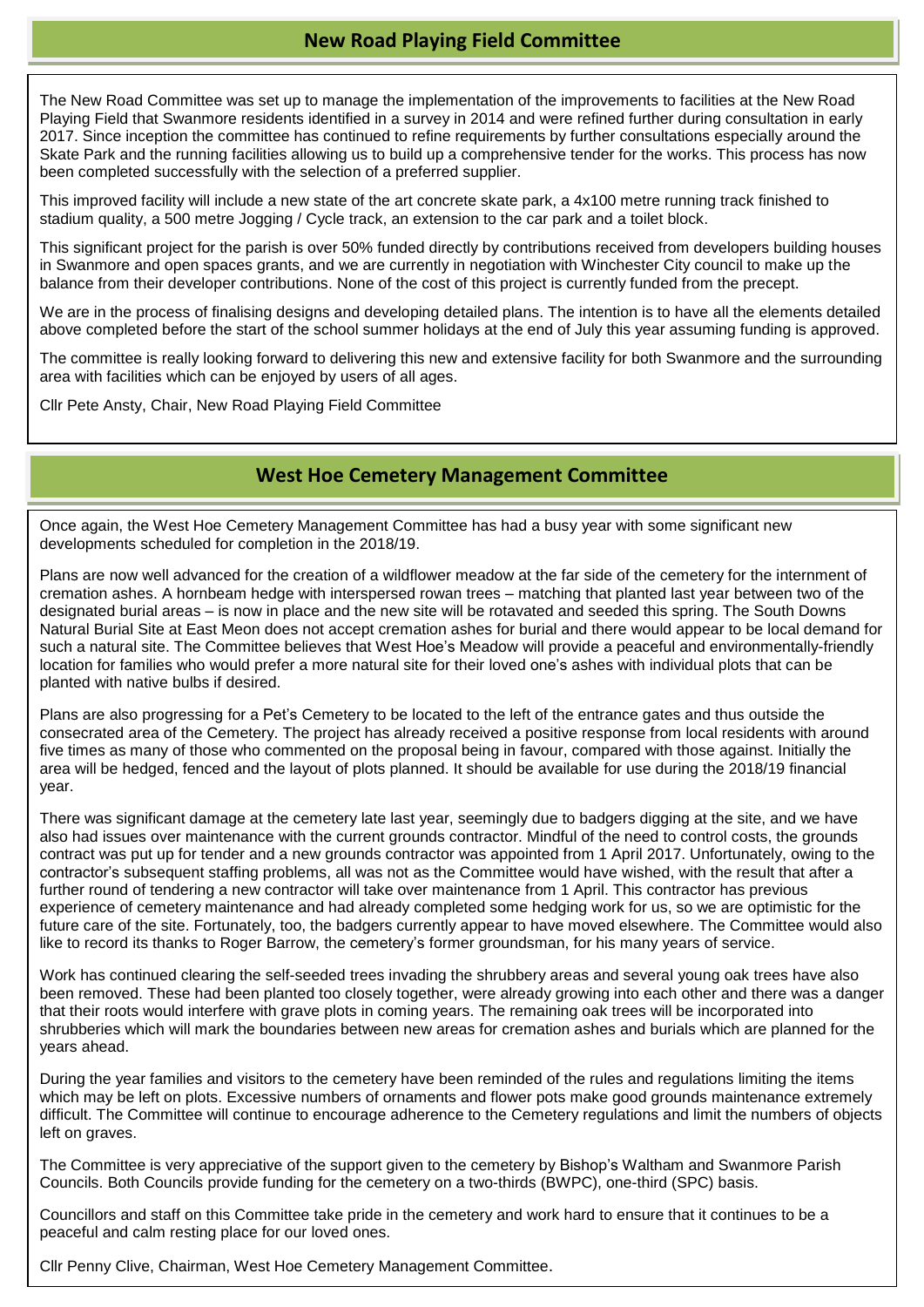## New Road Playing Field Committee

The New Road Committee was set up to manage the implementation of the improvements to facilities at the New Road Playing Field that Swanmore residents identified in a survey in 2014 and were refined further during consultation in early 2017. Since inception the committee has continued to refine requirements by further consultations especially around the Skate Park and the running facilities allowing us to build up a comprehensive tender for the works. This process has now been completed successfully with the selection of a preferred supplier.

This improved facility will include a new state of the art concrete skate park, a 4x100 metre running track finished to stadium quality, a 500 metre Jogging / Cycle track, an extension to the car park and a toilet block.

This significant project for the parish is over 50% funded directly by contributions received from developers building houses in Swanmore and open spaces grants, and we are currently in negotiation with Winchester City council to make up the balance from their developer contributions. None of the cost of this project is currently funded from the precept.

We are in the process of finalising designs and developing detailed plans. The intention is to have all the elements detailed above completed before the start of the school summer holidays at the end of July this year assuming funding is approved.

The committee is really looking forward to delivering this new and extensive facility for both Swanmore and the surrounding area with facilities which can be enjoyed by users of all ages.

Cllr Pete Ansty, Chair, New Road Playing Field Committee

## West Hoe Cemetery Management Committee

Once again, the West Hoe Cemetery Management Committee has had a busy year with some significant new developments scheduled for completion in the 2018/19.

Plans are now well advanced for the creation of a wildflower meadow at the far side of the cemetery for the internment of cremation ashes. A hornbeam hedge with interspersed rowan trees – matching that planted last year between two of the designated burial areas – is now in place and the new site will be rotavated and seeded this spring. The South Downs Natural Burial Site at East Meon does not accept cremation ashes for burial and there would appear to be local demand for such a natural site. The Committee believes that West Hoe's Meadow will provide a peaceful and environmentally-friendly location for families who would prefer a more natural site for their loved one's ashes with individual plots that can be planted with native bulbs if desired.

Plans are also progressing for a Pet's Cemetery to be located to the left of the entrance gates and thus outside the consecrated area of the Cemetery. The project has already received a positive response from local residents with around five times as many of those who commented on the proposal being in favour, compared with those against. Initially the area will be hedged, fenced and the layout of plots planned. It should be available for use during the 2018/19 financial year.

There was significant damage at the cemetery late last year, seemingly due to badgers digging at the site, and we have also had issues over maintenance with the current grounds contractor. Mindful of the need to control costs, the grounds contract was put up for tender and a new grounds contractor was appointed from 1 April 2017. Unfortunately, owing to the contractor's subsequent staffing problems, all was not as the Committee would have wished, with the result that after a further round of tendering a new contractor will take over maintenance from 1 April. This contractor has previous experience of cemetery maintenance and had already completed some hedging work for us, so we are optimistic for the future care of the site. Fortunately, too, the badgers currently appear to have moved elsewhere. The Committee would also like to record its thanks to Roger Barrow, the cemetery's former groundsman, for his many years of service.

Work has continued clearing the self-seeded trees invading the shrubbery areas and several young oak trees have also been removed. These had been planted too closely together, were already growing into each other and there was a danger that their roots would interfere with grave plots in coming years. The remaining oak trees will be incorporated into shrubberies which will mark the boundaries between new areas for cremation ashes and burials which are planned for the years ahead.

During the year families and visitors to the cemetery have been reminded of the rules and regulations limiting the items which may be left on plots. Excessive numbers of ornaments and flower pots make good grounds maintenance extremely difficult. The Committee will continue to encourage adherence to the Cemetery regulations and limit the numbers of objects left on graves.

The Committee is very appreciative of the support given to the cemetery by Bishop's Waltham and Swanmore Parish Councils. Both Councils provide funding for the cemetery on a two-thirds (BWPC), one-third (SPC) basis.

Councillors and staff on this Committee take pride in the cemetery and work hard to ensure that it continues to be a peaceful and calm resting place for our loved ones.

Cllr Penny Clive, Chairman, West Hoe Cemetery Management Committee.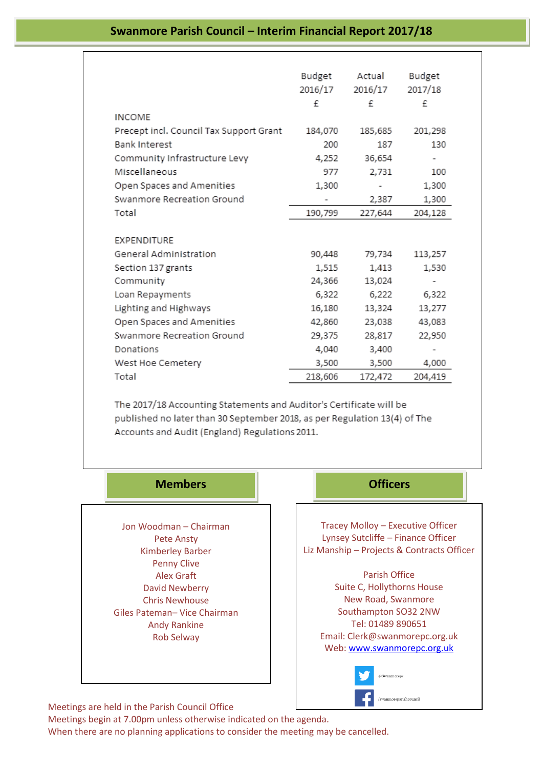# Swanmore Parish Council – Interim Financial Report 2017/18

| | Budget 2016/17 £ | Actual 2016/17 £ | Budget 2017/18 £ |
|---|---|---|---|
| INCOME | | | |
| Precept incl. Council Tax Support Grant | 184,070 | 185,685 | 201,298 |
| Bank Interest | 200 | 187 | 130 |
| Community Infrastructure Levy | 4,252 | 36,654 | - |
| Miscellaneous | 977 | 2,731 | 100 |
| Open Spaces and Amenities | 1,300 | - | 1,300 |
| Swanmore Recreation Ground | - | 2,387 | 1,300 |
| Total | 190,799 | 227,644 | 204,128 |
| | | | |
| EXPENDITURE | | | |
| General Administration | 90,448 | 79,734 | 113,257 |
| Section 137 grants | 1,515 | 1,413 | 1,530 |
| Community | 24,366 | 13,024 | - |
| Loan Repayments | 6,322 | 6,222 | 6,322 |
| Lighting and Highways | 16,180 | 13,324 | 13,277 |
| Open Spaces and Amenities | 42,860 | 23,038 | 43,083 |
| Swanmore Recreation Ground | 29,375 | 28,817 | 22,950 |
| Donations | 4,040 | 3,400 | - |
| West Hoe Cemetery | 3,500 | 3,500 | 4,000 |
| Total | 218,606 | 172,472 | 204,419 |

The 2017/18 Accounting Statements and Auditor's Certificate will be published no later than 30 September 2018, as per Regulation 13(4) of The Accounts and Audit (England) Regulations 2011.

## Members

Jon Woodman – Chairman
Pete Ansty
Kimberley Barber
Penny Clive
Alex Graft
David Newberry
Chris Newhouse
Giles Pateman– Vice Chairman
Andy Rankine
Rob Selway

## Officers

Tracey Molloy – Executive Officer
Lynsey Sutcliffe – Finance Officer
Liz Manship – Projects & Contracts Officer

Parish Office
Suite C, Hollythorns House
New Road, Swanmore
Southampton SO32 2NW
Tel: 01489 890651
Email: Clerk@swanmorepc.org.uk
Web: www.swanmorepc.org.uk

@Swanmorepc

/swanmoreparishcouncil

Meetings are held in the Parish Council Office
Meetings begin at 7.00pm unless otherwise indicated on the agenda.
When there are no planning applications to consider the meeting may be cancelled.